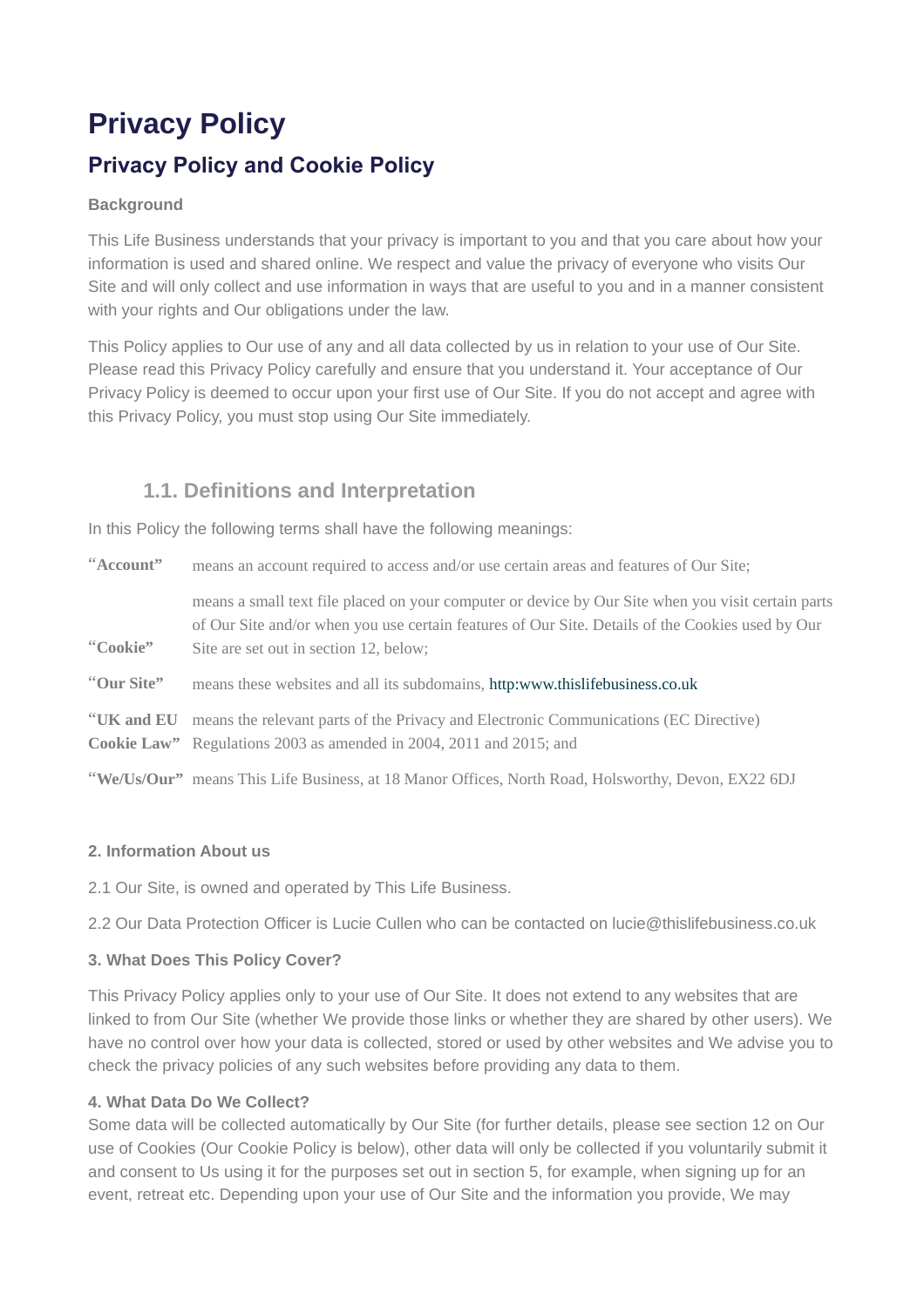# Privacy Policy

## Privacy Policy and Cookie Policy

**Background**

This Life Business understands that your privacy is important to you and that you care about how your information is used and shared online. We respect and value the privacy of everyone who visits Our Site and will only collect and use information in ways that are useful to you and in a manner consistent with your rights and Our obligations under the law.

This Policy applies to Our use of any and all data collected by us in relation to your use of Our Site. Please read this Privacy Policy carefully and ensure that you understand it. Your acceptance of Our Privacy Policy is deemed to occur upon your first use of Our Site. If you do not accept and agree with this Privacy Policy, you must stop using Our Site immediately.

### 1.1. Definitions and Interpretation

In this Policy the following terms shall have the following meanings:

| | |
|---|---|
| “**Account”** | means an account required to access and/or use certain areas and features of Our Site; |
| “**Cookie”** | means a small text file placed on your computer or device by Our Site when you visit certain parts of Our Site and/or when you use certain features of Our Site. Details of the Cookies used by Our Site are set out in section 12, below; |
| “**Our Site”** | means these websites and all its subdomains, http:www.thislifebusiness.co.uk |
| “**UK and EU Cookie Law”** | means the relevant parts of the Privacy and Electronic Communications (EC Directive) Regulations 2003 as amended in 2004, 2011 and 2015; and |
| “**We/Us/Our”** | means This Life Business, at 18 Manor Offices, North Road, Holsworthy, Devon, EX22 6DJ |

**2. Information About us**

2.1 Our Site, is owned and operated by This Life Business.

2.2 Our Data Protection Officer is Lucie Cullen who can be contacted on lucie@thislifebusiness.co.uk

**3. What Does This Policy Cover?**

This Privacy Policy applies only to your use of Our Site. It does not extend to any websites that are linked to from Our Site (whether We provide those links or whether they are shared by other users). We have no control over how your data is collected, stored or used by other websites and We advise you to check the privacy policies of any such websites before providing any data to them.

**4. What Data Do We Collect?**

Some data will be collected automatically by Our Site (for further details, please see section 12 on Our use of Cookies (Our Cookie Policy is below), other data will only be collected if you voluntarily submit it and consent to Us using it for the purposes set out in section 5, for example, when signing up for an event, retreat etc. Depending upon your use of Our Site and the information you provide, We may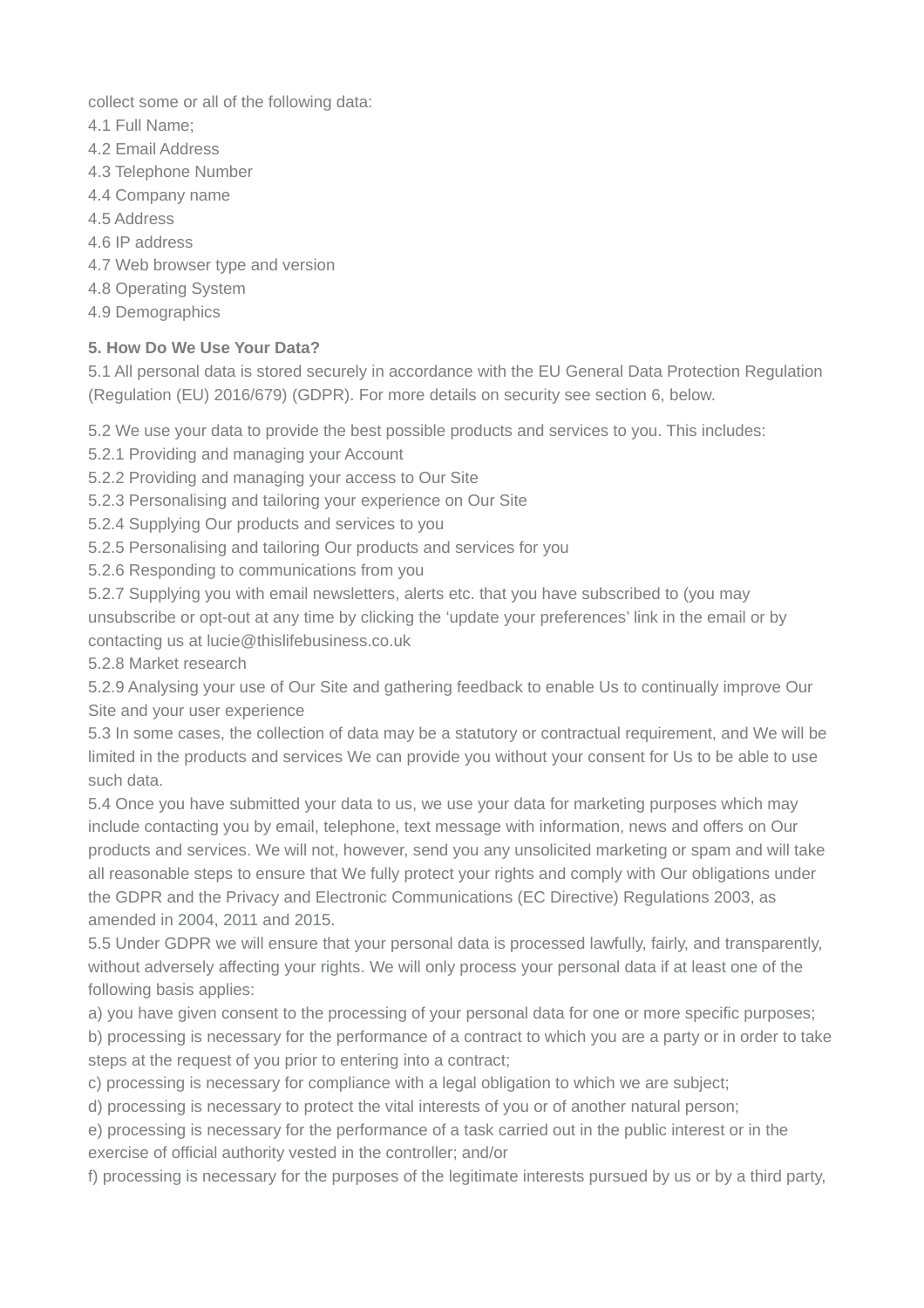collect some or all of the following data:
4.1 Full Name;
4.2 Email Address
4.3 Telephone Number
4.4 Company name
4.5 Address
4.6 IP address
4.7 Web browser type and version
4.8 Operating System
4.9 Demographics

**5. How Do We Use Your Data?**
5.1 All personal data is stored securely in accordance with the EU General Data Protection Regulation (Regulation (EU) 2016/679) (GDPR). For more details on security see section 6, below.

5.2 We use your data to provide the best possible products and services to you. This includes:
5.2.1 Providing and managing your Account
5.2.2 Providing and managing your access to Our Site
5.2.3 Personalising and tailoring your experience on Our Site
5.2.4 Supplying Our products and services to you
5.2.5 Personalising and tailoring Our products and services for you
5.2.6 Responding to communications from you
5.2.7 Supplying you with email newsletters, alerts etc. that you have subscribed to (you may unsubscribe or opt-out at any time by clicking the 'update your preferences' link in the email or by contacting us at lucie@thislifebusiness.co.uk
5.2.8 Market research
5.2.9 Analysing your use of Our Site and gathering feedback to enable Us to continually improve Our Site and your user experience
5.3 In some cases, the collection of data may be a statutory or contractual requirement, and We will be limited in the products and services We can provide you without your consent for Us to be able to use such data.
5.4 Once you have submitted your data to us, we use your data for marketing purposes which may include contacting you by email, telephone, text message with information, news and offers on Our products and services. We will not, however, send you any unsolicited marketing or spam and will take all reasonable steps to ensure that We fully protect your rights and comply with Our obligations under the GDPR and the Privacy and Electronic Communications (EC Directive) Regulations 2003, as amended in 2004, 2011 and 2015.
5.5 Under GDPR we will ensure that your personal data is processed lawfully, fairly, and transparently, without adversely affecting your rights. We will only process your personal data if at least one of the following basis applies:
a) you have given consent to the processing of your personal data for one or more specific purposes;
b) processing is necessary for the performance of a contract to which you are a party or in order to take steps at the request of you prior to entering into a contract;
c) processing is necessary for compliance with a legal obligation to which we are subject;
d) processing is necessary to protect the vital interests of you or of another natural person;
e) processing is necessary for the performance of a task carried out in the public interest or in the exercise of official authority vested in the controller; and/or
f) processing is necessary for the purposes of the legitimate interests pursued by us or by a third party,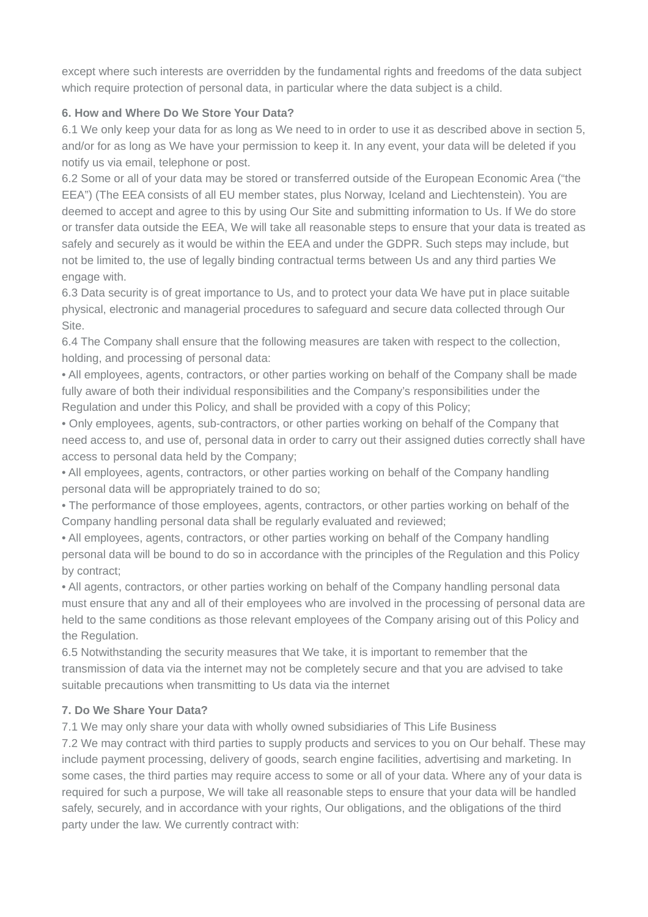except where such interests are overridden by the fundamental rights and freedoms of the data subject which require protection of personal data, in particular where the data subject is a child.

**6. How and Where Do We Store Your Data?**

6.1 We only keep your data for as long as We need to in order to use it as described above in section 5, and/or for as long as We have your permission to keep it. In any event, your data will be deleted if you notify us via email, telephone or post.

6.2 Some or all of your data may be stored or transferred outside of the European Economic Area ("the EEA") (The EEA consists of all EU member states, plus Norway, Iceland and Liechtenstein). You are deemed to accept and agree to this by using Our Site and submitting information to Us. If We do store or transfer data outside the EEA, We will take all reasonable steps to ensure that your data is treated as safely and securely as it would be within the EEA and under the GDPR. Such steps may include, but not be limited to, the use of legally binding contractual terms between Us and any third parties We engage with.

6.3 Data security is of great importance to Us, and to protect your data We have put in place suitable physical, electronic and managerial procedures to safeguard and secure data collected through Our Site.

6.4 The Company shall ensure that the following measures are taken with respect to the collection, holding, and processing of personal data:

- All employees, agents, contractors, or other parties working on behalf of the Company shall be made fully aware of both their individual responsibilities and the Company's responsibilities under the Regulation and under this Policy, and shall be provided with a copy of this Policy;
- Only employees, agents, sub-contractors, or other parties working on behalf of the Company that need access to, and use of, personal data in order to carry out their assigned duties correctly shall have access to personal data held by the Company;
- All employees, agents, contractors, or other parties working on behalf of the Company handling personal data will be appropriately trained to do so;
- The performance of those employees, agents, contractors, or other parties working on behalf of the Company handling personal data shall be regularly evaluated and reviewed;
- All employees, agents, contractors, or other parties working on behalf of the Company handling personal data will be bound to do so in accordance with the principles of the Regulation and this Policy by contract;
- All agents, contractors, or other parties working on behalf of the Company handling personal data must ensure that any and all of their employees who are involved in the processing of personal data are held to the same conditions as those relevant employees of the Company arising out of this Policy and the Regulation.

6.5 Notwithstanding the security measures that We take, it is important to remember that the transmission of data via the internet may not be completely secure and that you are advised to take suitable precautions when transmitting to Us data via the internet

**7. Do We Share Your Data?**

7.1 We may only share your data with wholly owned subsidiaries of This Life Business

7.2 We may contract with third parties to supply products and services to you on Our behalf. These may include payment processing, delivery of goods, search engine facilities, advertising and marketing. In some cases, the third parties may require access to some or all of your data. Where any of your data is required for such a purpose, We will take all reasonable steps to ensure that your data will be handled safely, securely, and in accordance with your rights, Our obligations, and the obligations of the third party under the law. We currently contract with: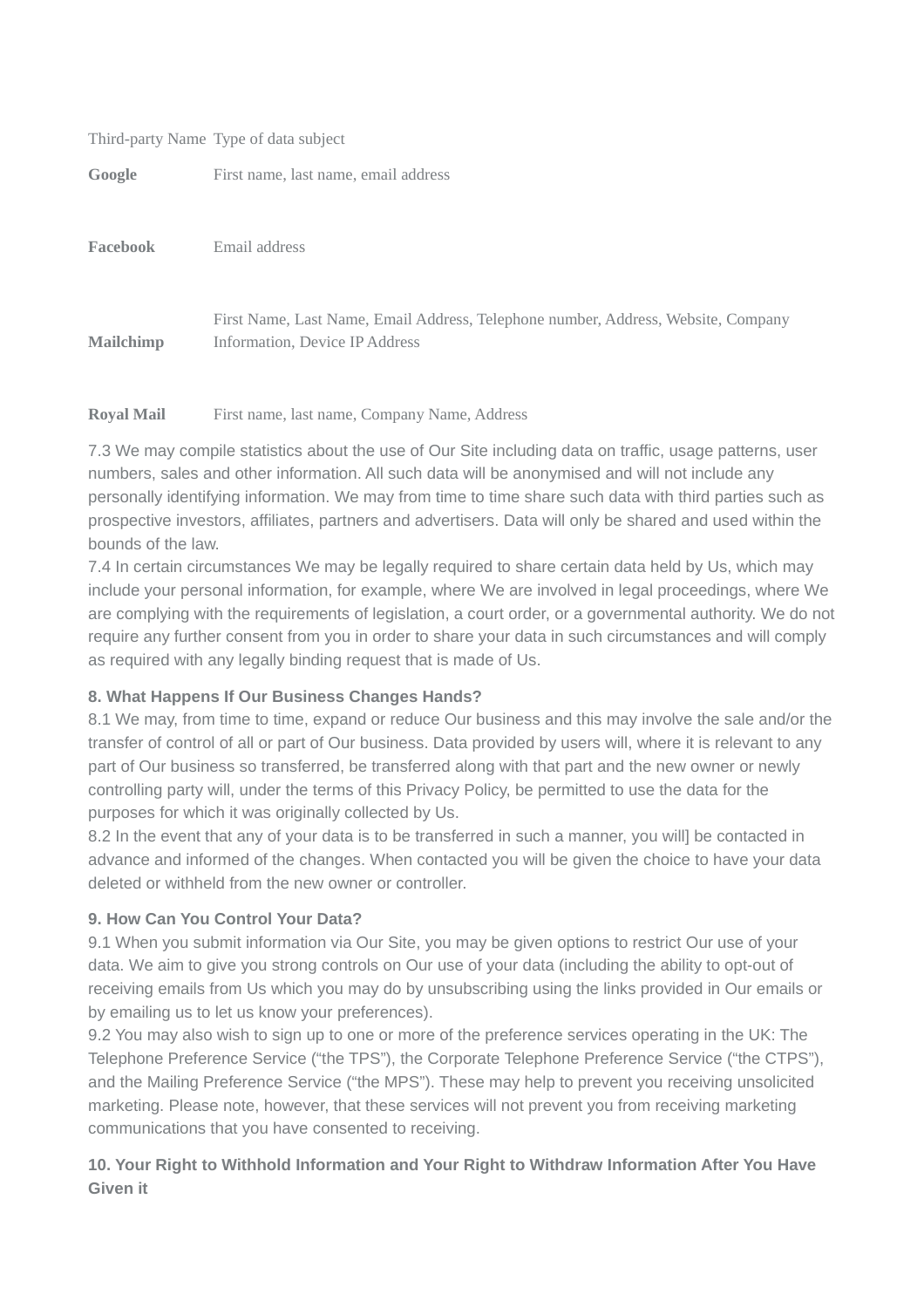| Third-party Name | Type of data subject |
|---|---|
| **Google** | First name, last name, email address |
| **Facebook** | Email address |
| **Mailchimp** | First Name, Last Name, Email Address, Telephone number, Address, Website, Company Information, Device IP Address |
| **Royal Mail** | First name, last name, Company Name, Address |

7.3 We may compile statistics about the use of Our Site including data on traffic, usage patterns, user numbers, sales and other information. All such data will be anonymised and will not include any personally identifying information. We may from time to time share such data with third parties such as prospective investors, affiliates, partners and advertisers. Data will only be shared and used within the bounds of the law.
7.4 In certain circumstances We may be legally required to share certain data held by Us, which may include your personal information, for example, where We are involved in legal proceedings, where We are complying with the requirements of legislation, a court order, or a governmental authority. We do not require any further consent from you in order to share your data in such circumstances and will comply as required with any legally binding request that is made of Us.

**8. What Happens If Our Business Changes Hands?**
8.1 We may, from time to time, expand or reduce Our business and this may involve the sale and/or the transfer of control of all or part of Our business. Data provided by users will, where it is relevant to any part of Our business so transferred, be transferred along with that part and the new owner or newly controlling party will, under the terms of this Privacy Policy, be permitted to use the data for the purposes for which it was originally collected by Us.
8.2 In the event that any of your data is to be transferred in such a manner, you will] be contacted in advance and informed of the changes. When contacted you will be given the choice to have your data deleted or withheld from the new owner or controller.

**9. How Can You Control Your Data?**
9.1 When you submit information via Our Site, you may be given options to restrict Our use of your data. We aim to give you strong controls on Our use of your data (including the ability to opt-out of receiving emails from Us which you may do by unsubscribing using the links provided in Our emails or by emailing us to let us know your preferences).
9.2 You may also wish to sign up to one or more of the preference services operating in the UK: The Telephone Preference Service ("the TPS"), the Corporate Telephone Preference Service ("the CTPS"), and the Mailing Preference Service ("the MPS"). These may help to prevent you receiving unsolicited marketing. Please note, however, that these services will not prevent you from receiving marketing communications that you have consented to receiving.

**10. Your Right to Withhold Information and Your Right to Withdraw Information After You Have Given it**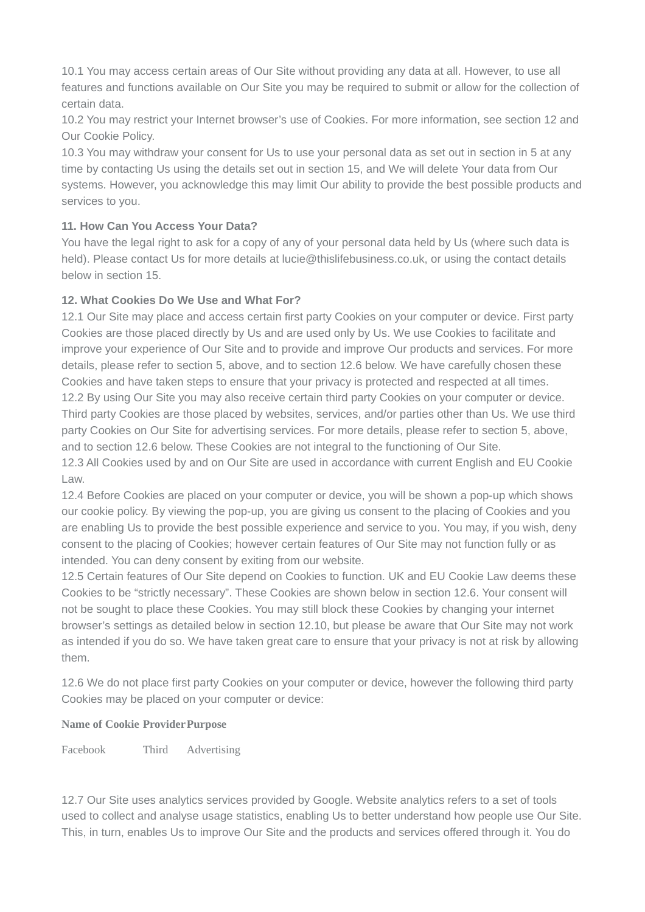10.1 You may access certain areas of Our Site without providing any data at all. However, to use all features and functions available on Our Site you may be required to submit or allow for the collection of certain data.
10.2 You may restrict your Internet browser's use of Cookies. For more information, see section 12 and Our Cookie Policy.
10.3 You may withdraw your consent for Us to use your personal data as set out in section in 5 at any time by contacting Us using the details set out in section 15, and We will delete Your data from Our systems. However, you acknowledge this may limit Our ability to provide the best possible products and services to you.

**11. How Can You Access Your Data?**
You have the legal right to ask for a copy of any of your personal data held by Us (where such data is held). Please contact Us for more details at lucie@thislifebusiness.co.uk, or using the contact details below in section 15.

**12. What Cookies Do We Use and What For?**
12.1 Our Site may place and access certain first party Cookies on your computer or device. First party Cookies are those placed directly by Us and are used only by Us. We use Cookies to facilitate and improve your experience of Our Site and to provide and improve Our products and services. For more details, please refer to section 5, above, and to section 12.6 below. We have carefully chosen these Cookies and have taken steps to ensure that your privacy is protected and respected at all times.
12.2 By using Our Site you may also receive certain third party Cookies on your computer or device. Third party Cookies are those placed by websites, services, and/or parties other than Us. We use third party Cookies on Our Site for advertising services. For more details, please refer to section 5, above, and to section 12.6 below. These Cookies are not integral to the functioning of Our Site.
12.3 All Cookies used by and on Our Site are used in accordance with current English and EU Cookie Law.
12.4 Before Cookies are placed on your computer or device, you will be shown a pop-up which shows our cookie policy. By viewing the pop-up, you are giving us consent to the placing of Cookies and you are enabling Us to provide the best possible experience and service to you. You may, if you wish, deny consent to the placing of Cookies; however certain features of Our Site may not function fully or as intended. You can deny consent by exiting from our website.
12.5 Certain features of Our Site depend on Cookies to function. UK and EU Cookie Law deems these Cookies to be "strictly necessary". These Cookies are shown below in section 12.6. Your consent will not be sought to place these Cookies. You may still block these Cookies by changing your internet browser's settings as detailed below in section 12.10, but please be aware that Our Site may not work as intended if you do so. We have taken great care to ensure that your privacy is not at risk by allowing them.

12.6 We do not place first party Cookies on your computer or device, however the following third party Cookies may be placed on your computer or device:

| Name of Cookie | Provider | Purpose |
|---|---|---|
| Facebook | Third | Advertising |

12.7 Our Site uses analytics services provided by Google. Website analytics refers to a set of tools used to collect and analyse usage statistics, enabling Us to better understand how people use Our Site. This, in turn, enables Us to improve Our Site and the products and services offered through it. You do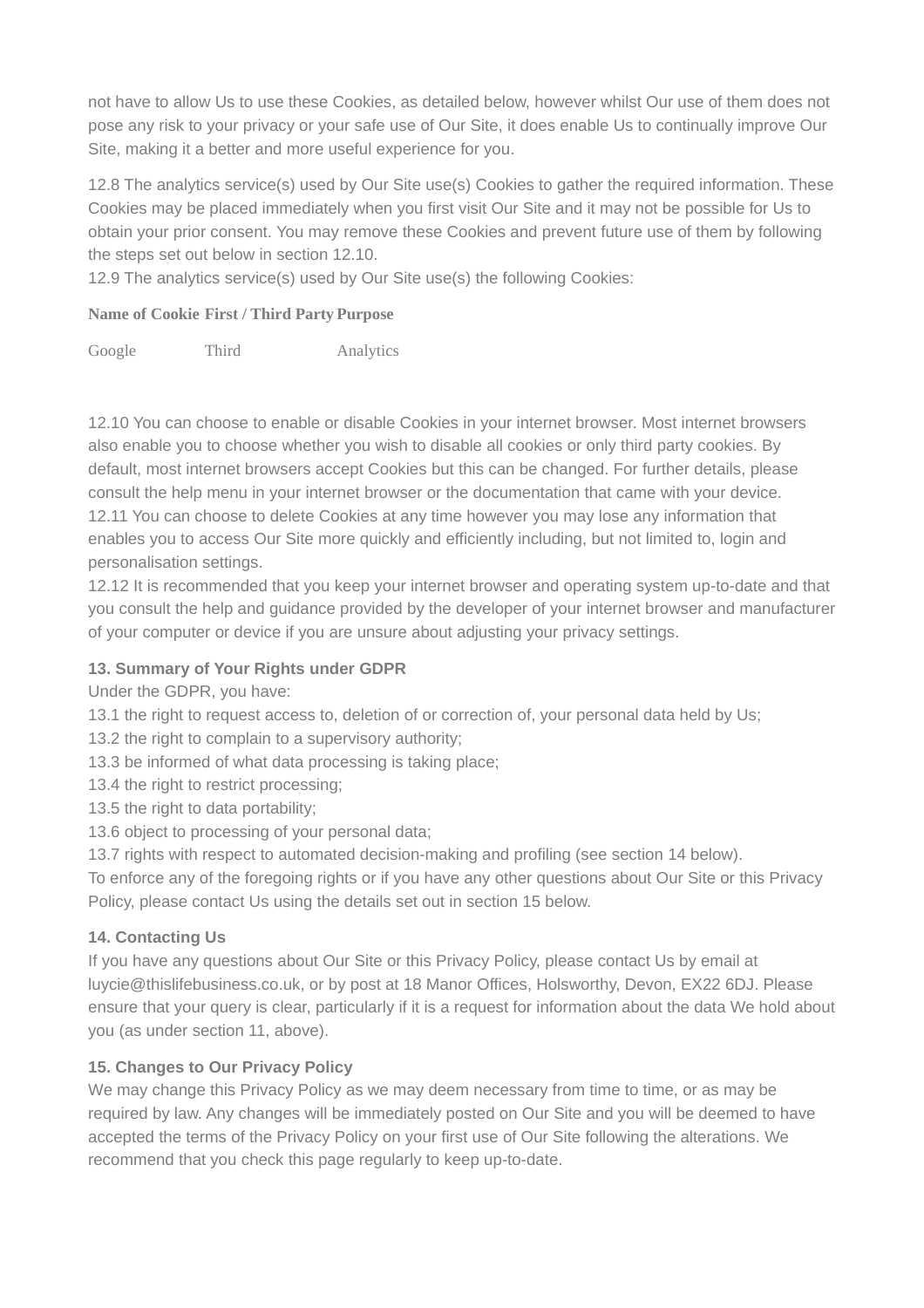not have to allow Us to use these Cookies, as detailed below, however whilst Our use of them does not pose any risk to your privacy or your safe use of Our Site, it does enable Us to continually improve Our Site, making it a better and more useful experience for you.

12.8 The analytics service(s) used by Our Site use(s) Cookies to gather the required information. These Cookies may be placed immediately when you first visit Our Site and it may not be possible for Us to obtain your prior consent. You may remove these Cookies and prevent future use of them by following the steps set out below in section 12.10.
12.9 The analytics service(s) used by Our Site use(s) the following Cookies:

| Name of Cookie | First / Third Party | Purpose |
| --- | --- | --- |
| Google | Third | Analytics |

12.10 You can choose to enable or disable Cookies in your internet browser. Most internet browsers also enable you to choose whether you wish to disable all cookies or only third party cookies. By default, most internet browsers accept Cookies but this can be changed. For further details, please consult the help menu in your internet browser or the documentation that came with your device.
12.11 You can choose to delete Cookies at any time however you may lose any information that enables you to access Our Site more quickly and efficiently including, but not limited to, login and personalisation settings.
12.12 It is recommended that you keep your internet browser and operating system up-to-date and that you consult the help and guidance provided by the developer of your internet browser and manufacturer of your computer or device if you are unsure about adjusting your privacy settings.

**13. Summary of Your Rights under GDPR**
Under the GDPR, you have:
13.1 the right to request access to, deletion of or correction of, your personal data held by Us;
13.2 the right to complain to a supervisory authority;
13.3 be informed of what data processing is taking place;
13.4 the right to restrict processing;
13.5 the right to data portability;
13.6 object to processing of your personal data;
13.7 rights with respect to automated decision-making and profiling (see section 14 below).
To enforce any of the foregoing rights or if you have any other questions about Our Site or this Privacy Policy, please contact Us using the details set out in section 15 below.

**14. Contacting Us**
If you have any questions about Our Site or this Privacy Policy, please contact Us by email at luycie@thislifebusiness.co.uk, or by post at 18 Manor Offices, Holsworthy, Devon, EX22 6DJ. Please ensure that your query is clear, particularly if it is a request for information about the data We hold about you (as under section 11, above).

**15. Changes to Our Privacy Policy**
We may change this Privacy Policy as we may deem necessary from time to time, or as may be required by law. Any changes will be immediately posted on Our Site and you will be deemed to have accepted the terms of the Privacy Policy on your first use of Our Site following the alterations. We recommend that you check this page regularly to keep up-to-date.